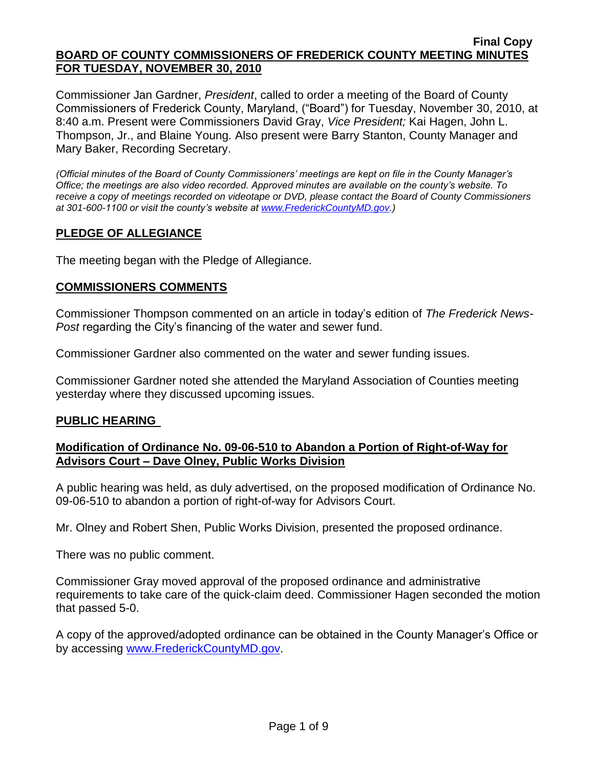**Final Copy**

# BOARD OF COUNTY COMMISSIONERS OF FREDERICK COUNTY MEETING MINUTES FOR TUESDAY, NOVEMBER 30, 2010

Commissioner Jan Gardner, *President*, called to order a meeting of the Board of County Commissioners of Frederick County, Maryland, ("Board") for Tuesday, November 30, 2010, at 8:40 a.m. Present were Commissioners David Gray, *Vice President;* Kai Hagen, John L. Thompson, Jr., and Blaine Young. Also present were Barry Stanton, County Manager and Mary Baker, Recording Secretary.

*(Official minutes of the Board of County Commissioners' meetings are kept on file in the County Manager's Office; the meetings are also video recorded. Approved minutes are available on the county's website. To receive a copy of meetings recorded on videotape or DVD, please contact the Board of County Commissioners at 301-600-1100 or visit the county's website at www.FrederickCountyMD.gov.)*

## PLEDGE OF ALLEGIANCE

The meeting began with the Pledge of Allegiance.

## COMMISSIONERS COMMENTS

Commissioner Thompson commented on an article in today's edition of *The Frederick News-Post* regarding the City's financing of the water and sewer fund.

Commissioner Gardner also commented on the water and sewer funding issues.

Commissioner Gardner noted she attended the Maryland Association of Counties meeting yesterday where they discussed upcoming issues.

## PUBLIC HEARING

### Modification of Ordinance No. 09-06-510 to Abandon a Portion of Right-of-Way for Advisors Court – Dave Olney, Public Works Division

A public hearing was held, as duly advertised, on the proposed modification of Ordinance No. 09-06-510 to abandon a portion of right-of-way for Advisors Court.

Mr. Olney and Robert Shen, Public Works Division, presented the proposed ordinance.

There was no public comment.

Commissioner Gray moved approval of the proposed ordinance and administrative requirements to take care of the quick-claim deed. Commissioner Hagen seconded the motion that passed 5-0.

A copy of the approved/adopted ordinance can be obtained in the County Manager's Office or by accessing www.FrederickCountyMD.gov.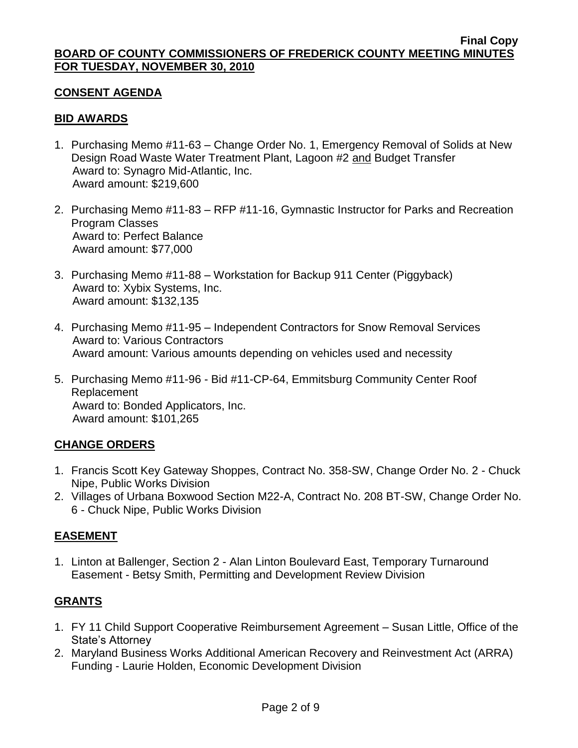**Final Copy**

**BOARD OF COUNTY COMMISSIONERS OF FREDERICK COUNTY MEETING MINUTES FOR TUESDAY, NOVEMBER 30, 2010**

## CONSENT AGENDA

## BID AWARDS

1. Purchasing Memo #11-63 – Change Order No. 1, Emergency Removal of Solids at New Design Road Waste Water Treatment Plant, Lagoon #2 and Budget Transfer
   Award to: Synagro Mid-Atlantic, Inc.
   Award amount: $219,600

2. Purchasing Memo #11-83 – RFP #11-16, Gymnastic Instructor for Parks and Recreation Program Classes
   Award to: Perfect Balance
   Award amount: $77,000

3. Purchasing Memo #11-88 – Workstation for Backup 911 Center (Piggyback)
   Award to: Xybix Systems, Inc.
   Award amount: $132,135

4. Purchasing Memo #11-95 – Independent Contractors for Snow Removal Services
   Award to: Various Contractors
   Award amount: Various amounts depending on vehicles used and necessity

5. Purchasing Memo #11-96 - Bid #11-CP-64, Emmitsburg Community Center Roof Replacement
   Award to: Bonded Applicators, Inc.
   Award amount: $101,265

## CHANGE ORDERS

1. Francis Scott Key Gateway Shoppes, Contract No. 358-SW, Change Order No. 2 - Chuck Nipe, Public Works Division
2. Villages of Urbana Boxwood Section M22-A, Contract No. 208 BT-SW, Change Order No. 6 - Chuck Nipe, Public Works Division

## EASEMENT

1. Linton at Ballenger, Section 2 - Alan Linton Boulevard East, Temporary Turnaround Easement - Betsy Smith, Permitting and Development Review Division

## GRANTS

1. FY 11 Child Support Cooperative Reimbursement Agreement – Susan Little, Office of the State's Attorney
2. Maryland Business Works Additional American Recovery and Reinvestment Act (ARRA) Funding - Laurie Holden, Economic Development Division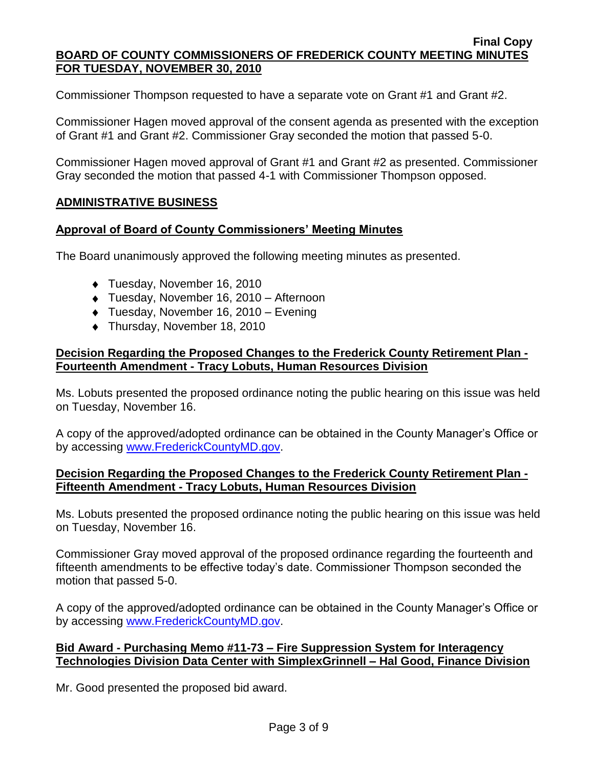Commissioner Thompson requested to have a separate vote on Grant #1 and Grant #2.

Commissioner Hagen moved approval of the consent agenda as presented with the exception of Grant #1 and Grant #2. Commissioner Gray seconded the motion that passed 5-0.

Commissioner Hagen moved approval of Grant #1 and Grant #2 as presented. Commissioner Gray seconded the motion that passed 4-1 with Commissioner Thompson opposed.

## ADMINISTRATIVE BUSINESS

### Approval of Board of County Commissioners' Meeting Minutes

The Board unanimously approved the following meeting minutes as presented.

- Tuesday, November 16, 2010
- Tuesday, November 16, 2010 – Afternoon
- Tuesday, November 16, 2010 – Evening
- Thursday, November 18, 2010

### Decision Regarding the Proposed Changes to the Frederick County Retirement Plan - Fourteenth Amendment - Tracy Lobuts, Human Resources Division

Ms. Lobuts presented the proposed ordinance noting the public hearing on this issue was held on Tuesday, November 16.

A copy of the approved/adopted ordinance can be obtained in the County Manager's Office or by accessing www.FrederickCountyMD.gov.

### Decision Regarding the Proposed Changes to the Frederick County Retirement Plan - Fifteenth Amendment - Tracy Lobuts, Human Resources Division

Ms. Lobuts presented the proposed ordinance noting the public hearing on this issue was held on Tuesday, November 16.

Commissioner Gray moved approval of the proposed ordinance regarding the fourteenth and fifteenth amendments to be effective today's date. Commissioner Thompson seconded the motion that passed 5-0.

A copy of the approved/adopted ordinance can be obtained in the County Manager's Office or by accessing www.FrederickCountyMD.gov.

### Bid Award - Purchasing Memo #11-73 – Fire Suppression System for Interagency Technologies Division Data Center with SimplexGrinnell – Hal Good, Finance Division

Mr. Good presented the proposed bid award.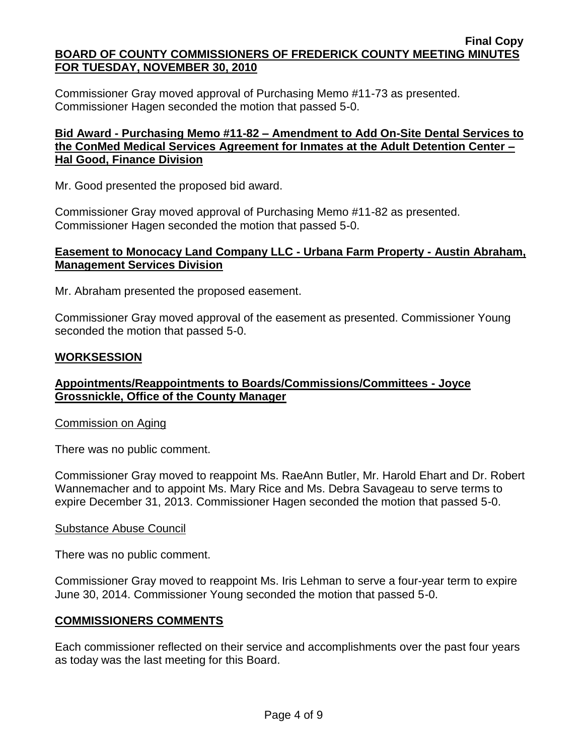Commissioner Gray moved approval of Purchasing Memo #11-73 as presented. Commissioner Hagen seconded the motion that passed 5-0.

**Bid Award - Purchasing Memo #11-82 – Amendment to Add On-Site Dental Services to the ConMed Medical Services Agreement for Inmates at the Adult Detention Center – Hal Good, Finance Division**

Mr. Good presented the proposed bid award.

Commissioner Gray moved approval of Purchasing Memo #11-82 as presented. Commissioner Hagen seconded the motion that passed 5-0.

**Easement to Monocacy Land Company LLC - Urbana Farm Property - Austin Abraham, Management Services Division**

Mr. Abraham presented the proposed easement.

Commissioner Gray moved approval of the easement as presented. Commissioner Young seconded the motion that passed 5-0.

## WORKSESSION

**Appointments/Reappointments to Boards/Commissions/Committees - Joyce Grossnickle, Office of the County Manager**

Commission on Aging

There was no public comment.

Commissioner Gray moved to reappoint Ms. RaeAnn Butler, Mr. Harold Ehart and Dr. Robert Wannemacher and to appoint Ms. Mary Rice and Ms. Debra Savageau to serve terms to expire December 31, 2013. Commissioner Hagen seconded the motion that passed 5-0.

Substance Abuse Council

There was no public comment.

Commissioner Gray moved to reappoint Ms. Iris Lehman to serve a four-year term to expire June 30, 2014. Commissioner Young seconded the motion that passed 5-0.

## COMMISSIONERS COMMENTS

Each commissioner reflected on their service and accomplishments over the past four years as today was the last meeting for this Board.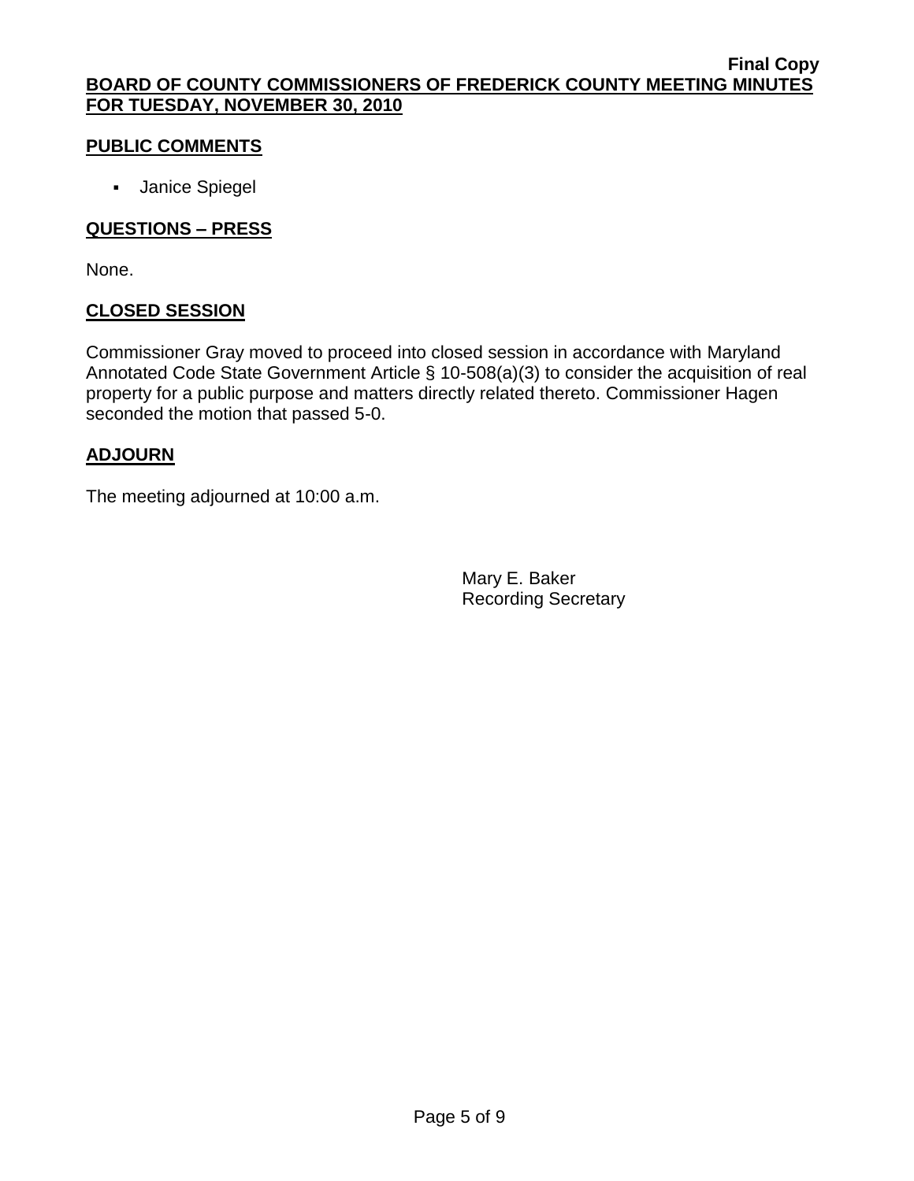## PUBLIC COMMENTS

- Janice Spiegel

## QUESTIONS – PRESS

None.

## CLOSED SESSION

Commissioner Gray moved to proceed into closed session in accordance with Maryland Annotated Code State Government Article § 10-508(a)(3) to consider the acquisition of real property for a public purpose and matters directly related thereto. Commissioner Hagen seconded the motion that passed 5-0.

## ADJOURN

The meeting adjourned at 10:00 a.m.

Mary E. Baker
Recording Secretary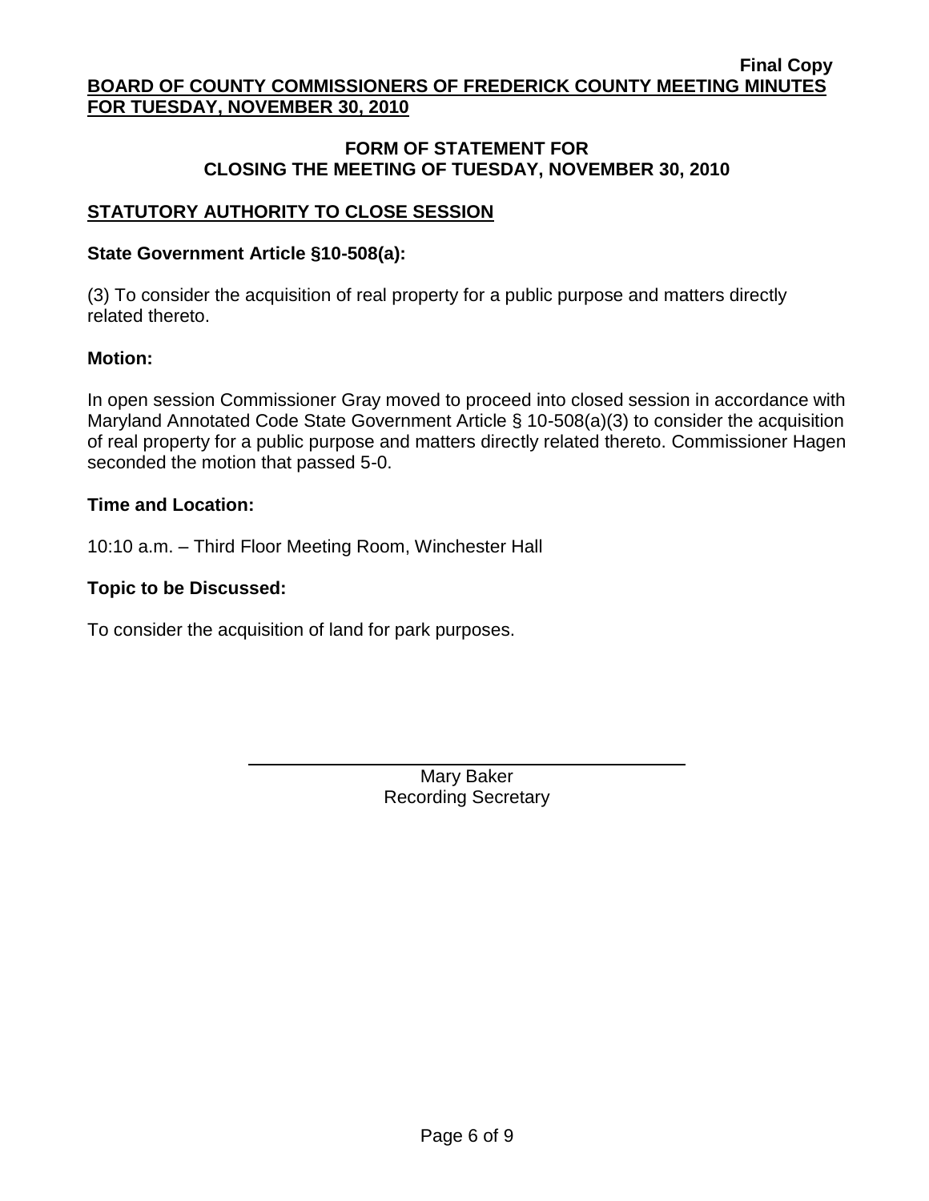**Final Copy**

**BOARD OF COUNTY COMMISSIONERS OF FREDERICK COUNTY MEETING MINUTES FOR TUESDAY, NOVEMBER 30, 2010**

## FORM OF STATEMENT FOR CLOSING THE MEETING OF TUESDAY, NOVEMBER 30, 2010

### STATUTORY AUTHORITY TO CLOSE SESSION

**State Government Article §10-508(a):**

(3) To consider the acquisition of real property for a public purpose and matters directly related thereto.

**Motion:**

In open session Commissioner Gray moved to proceed into closed session in accordance with Maryland Annotated Code State Government Article § 10-508(a)(3) to consider the acquisition of real property for a public purpose and matters directly related thereto. Commissioner Hagen seconded the motion that passed 5-0.

**Time and Location:**

10:10 a.m. – Third Floor Meeting Room, Winchester Hall

**Topic to be Discussed:**

To consider the acquisition of land for park purposes.

Mary Baker
Recording Secretary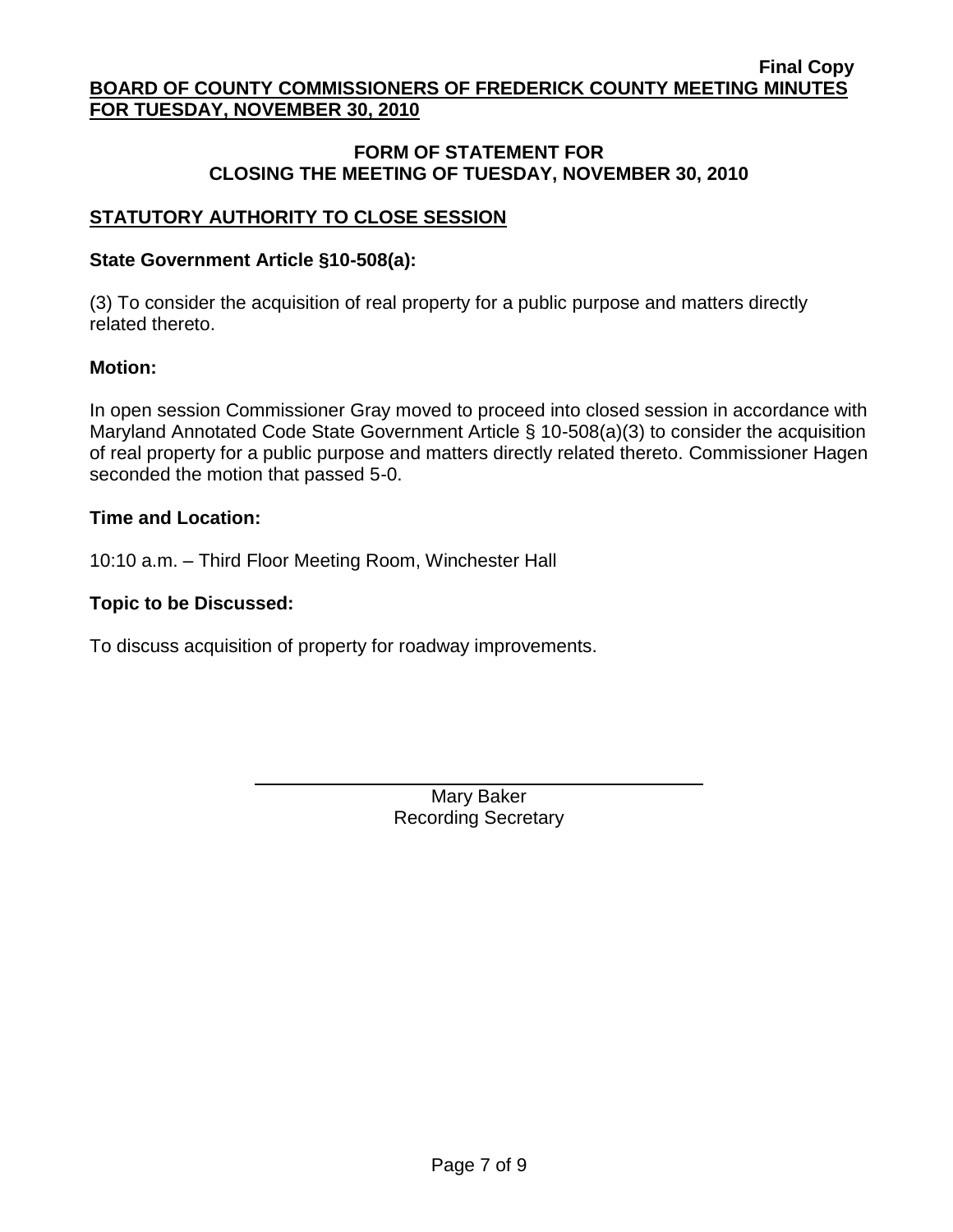## FORM OF STATEMENT FOR CLOSING THE MEETING OF TUESDAY, NOVEMBER 30, 2010

### STATUTORY AUTHORITY TO CLOSE SESSION

**State Government Article §10-508(a):**

(3) To consider the acquisition of real property for a public purpose and matters directly related thereto.

**Motion:**

In open session Commissioner Gray moved to proceed into closed session in accordance with Maryland Annotated Code State Government Article § 10-508(a)(3) to consider the acquisition of real property for a public purpose and matters directly related thereto. Commissioner Hagen seconded the motion that passed 5-0.

**Time and Location:**

10:10 a.m. – Third Floor Meeting Room, Winchester Hall

**Topic to be Discussed:**

To discuss acquisition of property for roadway improvements.

Mary Baker
Recording Secretary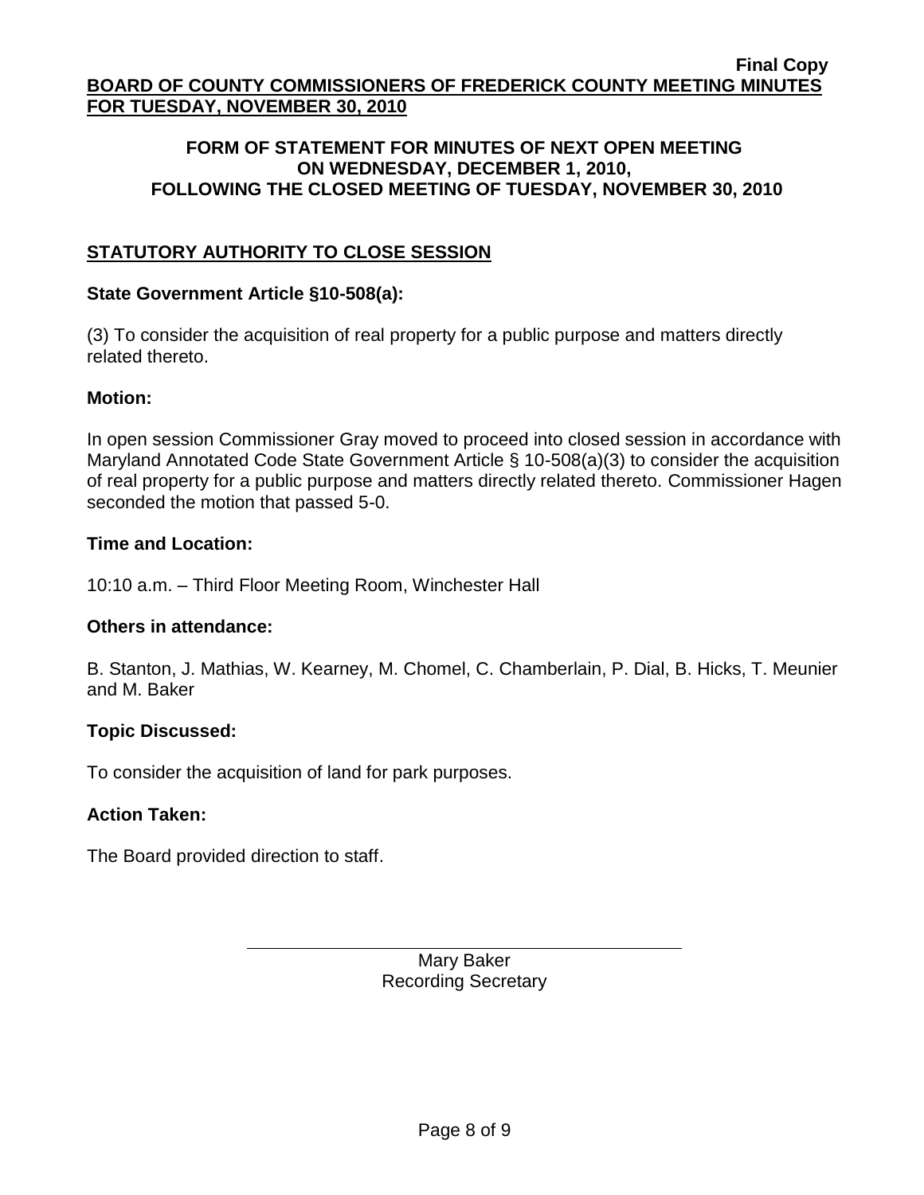**Final Copy**

**BOARD OF COUNTY COMMISSIONERS OF FREDERICK COUNTY MEETING MINUTES FOR TUESDAY, NOVEMBER 30, 2010**

## FORM OF STATEMENT FOR MINUTES OF NEXT OPEN MEETING ON WEDNESDAY, DECEMBER 1, 2010, FOLLOWING THE CLOSED MEETING OF TUESDAY, NOVEMBER 30, 2010

### STATUTORY AUTHORITY TO CLOSE SESSION

**State Government Article §10-508(a):**

(3) To consider the acquisition of real property for a public purpose and matters directly related thereto.

**Motion:**

In open session Commissioner Gray moved to proceed into closed session in accordance with Maryland Annotated Code State Government Article § 10-508(a)(3) to consider the acquisition of real property for a public purpose and matters directly related thereto. Commissioner Hagen seconded the motion that passed 5-0.

**Time and Location:**

10:10 a.m. – Third Floor Meeting Room, Winchester Hall

**Others in attendance:**

B. Stanton, J. Mathias, W. Kearney, M. Chomel, C. Chamberlain, P. Dial, B. Hicks, T. Meunier and M. Baker

**Topic Discussed:**

To consider the acquisition of land for park purposes.

**Action Taken:**

The Board provided direction to staff.

Mary Baker
Recording Secretary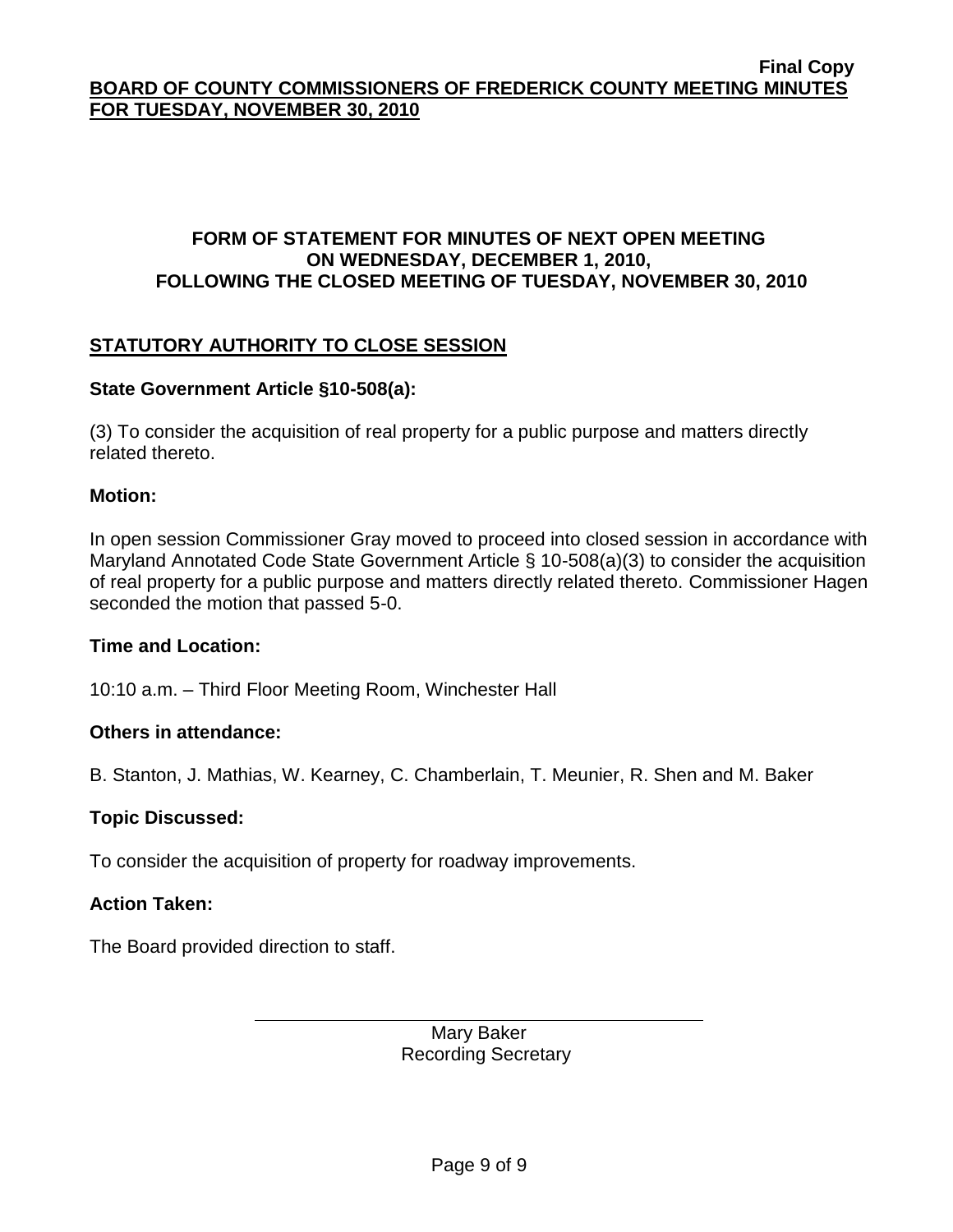## FORM OF STATEMENT FOR MINUTES OF NEXT OPEN MEETING ON WEDNESDAY, DECEMBER 1, 2010, FOLLOWING THE CLOSED MEETING OF TUESDAY, NOVEMBER 30, 2010

### STATUTORY AUTHORITY TO CLOSE SESSION

**State Government Article §10-508(a):**

(3) To consider the acquisition of real property for a public purpose and matters directly related thereto.

**Motion:**

In open session Commissioner Gray moved to proceed into closed session in accordance with Maryland Annotated Code State Government Article § 10-508(a)(3) to consider the acquisition of real property for a public purpose and matters directly related thereto. Commissioner Hagen seconded the motion that passed 5-0.

**Time and Location:**

10:10 a.m. – Third Floor Meeting Room, Winchester Hall

**Others in attendance:**

B. Stanton, J. Mathias, W. Kearney, C. Chamberlain, T. Meunier, R. Shen and M. Baker

**Topic Discussed:**

To consider the acquisition of property for roadway improvements.

**Action Taken:**

The Board provided direction to staff.

Mary Baker
Recording Secretary